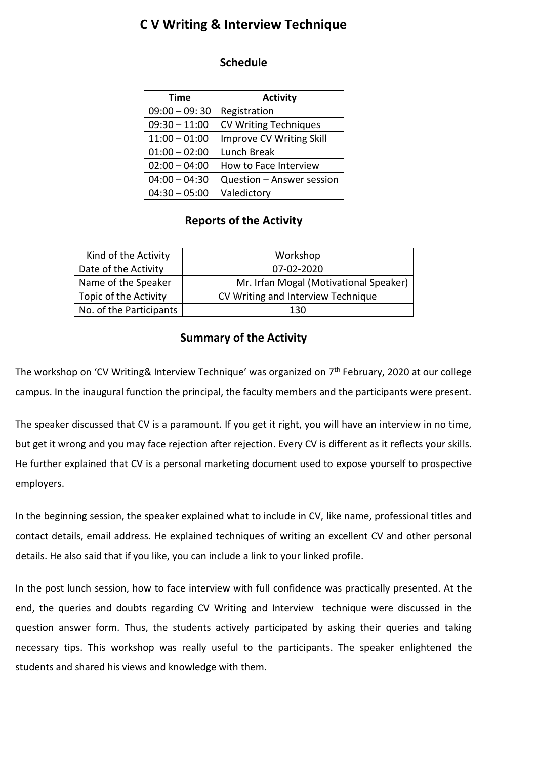# C V Writing & Interview Technique

## Schedule

| Time | Activity |
|---|---|
| 09:00 – 09: 30 | Registration |
| 09:30 – 11:00 | CV Writing Techniques |
| 11:00 – 01:00 | Improve CV Writing Skill |
| 01:00 – 02:00 | Lunch Break |
| 02:00 – 04:00 | How to Face Interview |
| 04:00 – 04:30 | Question – Answer session |
| 04:30 – 05:00 | Valedictory |

## Reports of the Activity

| | |
|---|---|
| Kind of the Activity | Workshop |
| Date of the Activity | 07-02-2020 |
| Name of the Speaker | Mr. Irfan Mogal (Motivational Speaker) |
| Topic of the Activity | CV Writing and Interview Technique |
| No. of the Participants | 130 |

## Summary of the Activity

The workshop on 'CV Writing& Interview Technique' was organized on 7th February, 2020 at our college campus. In the inaugural function the principal, the faculty members and the participants were present.

The speaker discussed that CV is a paramount. If you get it right, you will have an interview in no time, but get it wrong and you may face rejection after rejection. Every CV is different as it reflects your skills. He further explained that CV is a personal marketing document used to expose yourself to prospective employers.

In the beginning session, the speaker explained what to include in CV, like name, professional titles and contact details, email address. He explained techniques of writing an excellent CV and other personal details. He also said that if you like, you can include a link to your linked profile.

In the post lunch session, how to face interview with full confidence was practically presented. At the end, the queries and doubts regarding CV Writing and Interview technique were discussed in the question answer form. Thus, the students actively participated by asking their queries and taking necessary tips. This workshop was really useful to the participants. The speaker enlightened the students and shared his views and knowledge with them.